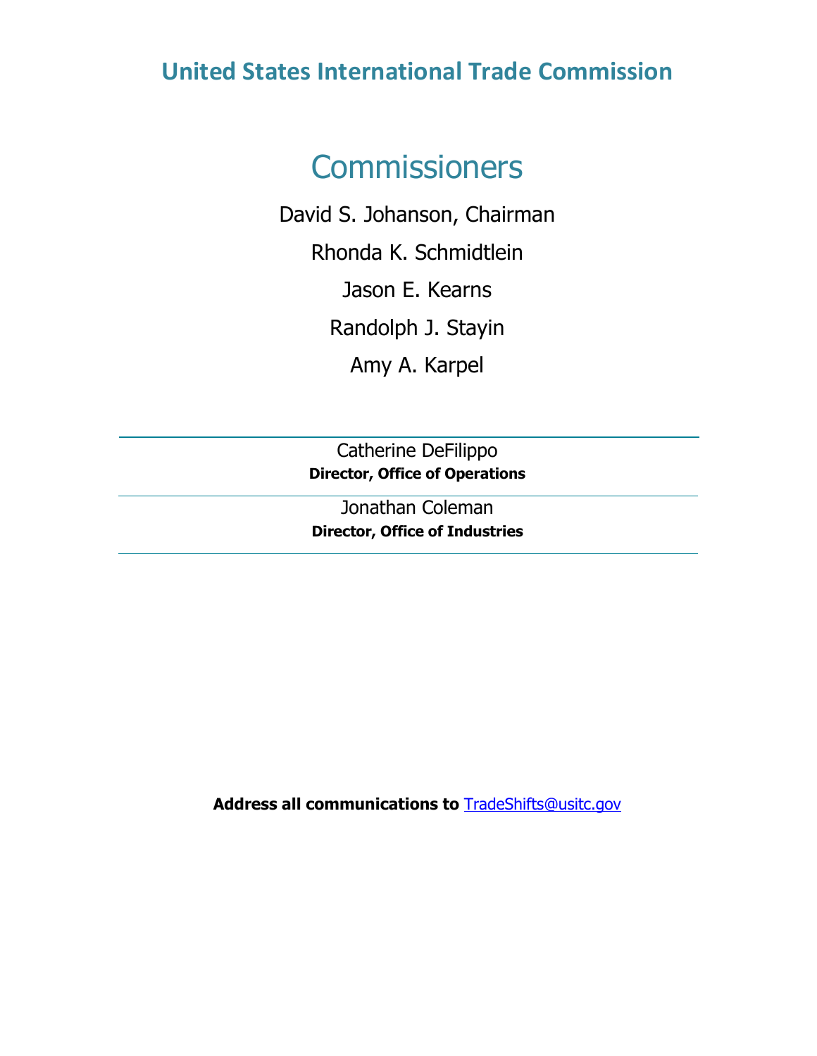# United States International Trade Commission

## Commissioners

David S. Johanson, Chairman

Rhonda K. Schmidtlein

Jason E. Kearns

Randolph J. Stayin

Amy A. Karpel

---

Catherine DeFilippo
**Director, Office of Operations**

---

Jonathan Coleman
**Director, Office of Industries**

---

**Address all communications to** TradeShifts@usitc.gov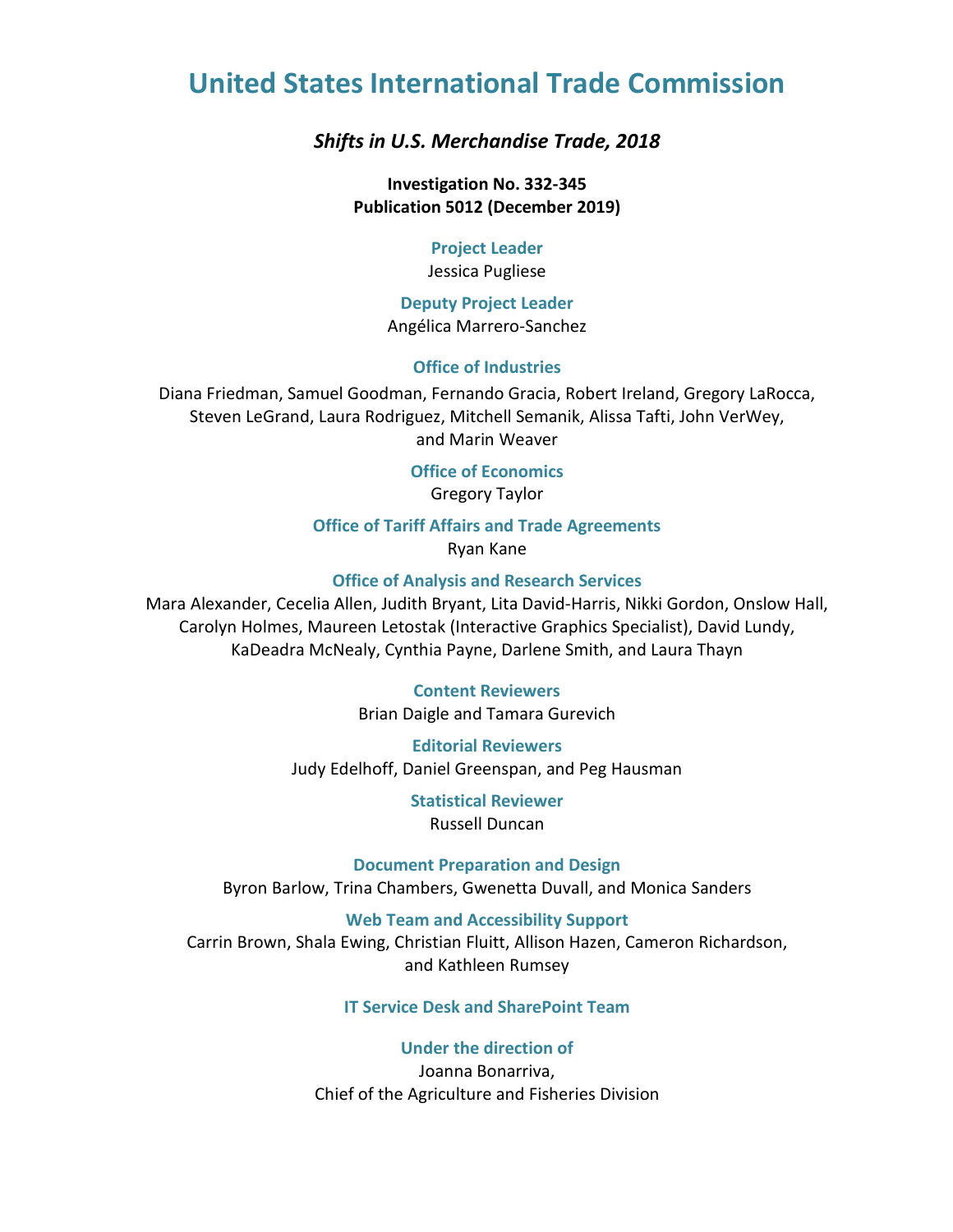# United States International Trade Commission

***Shifts in U.S. Merchandise Trade, 2018***

**Investigation No. 332-345**
**Publication 5012 (December 2019)**

**Project Leader**
Jessica Pugliese

**Deputy Project Leader**
Angélica Marrero-Sanchez

**Office of Industries**
Diana Friedman, Samuel Goodman, Fernando Gracia, Robert Ireland, Gregory LaRocca, Steven LeGrand, Laura Rodriguez, Mitchell Semanik, Alissa Tafti, John VerWey, and Marin Weaver

**Office of Economics**
Gregory Taylor

**Office of Tariff Affairs and Trade Agreements**
Ryan Kane

**Office of Analysis and Research Services**
Mara Alexander, Cecelia Allen, Judith Bryant, Lita David-Harris, Nikki Gordon, Onslow Hall, Carolyn Holmes, Maureen Letostak (Interactive Graphics Specialist), David Lundy, KaDeadra McNealy, Cynthia Payne, Darlene Smith, and Laura Thayn

**Content Reviewers**
Brian Daigle and Tamara Gurevich

**Editorial Reviewers**
Judy Edelhoff, Daniel Greenspan, and Peg Hausman

**Statistical Reviewer**
Russell Duncan

**Document Preparation and Design**
Byron Barlow, Trina Chambers, Gwenetta Duvall, and Monica Sanders

**Web Team and Accessibility Support**
Carrin Brown, Shala Ewing, Christian Fluitt, Allison Hazen, Cameron Richardson, and Kathleen Rumsey

**IT Service Desk and SharePoint Team**

**Under the direction of**
Joanna Bonarriva,
Chief of the Agriculture and Fisheries Division